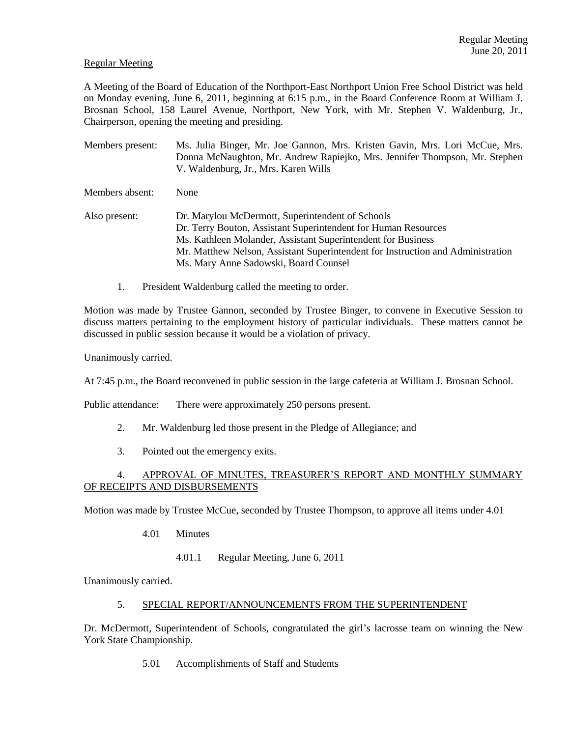Regular Meeting

A Meeting of the Board of Education of the Northport-East Northport Union Free School District was held on Monday evening, June 6, 2011, beginning at 6:15 p.m., in the Board Conference Room at William J. Brosnan School, 158 Laurel Avenue, Northport, New York, with Mr. Stephen V. Waldenburg, Jr., Chairperson, opening the meeting and presiding.

Members present: Ms. Julia Binger, Mr. Joe Gannon, Mrs. Kristen Gavin, Mrs. Lori McCue, Mrs. Donna McNaughton, Mr. Andrew Rapiejko, Mrs. Jennifer Thompson, Mr. Stephen V. Waldenburg, Jr., Mrs. Karen Wills

Members absent: None

Also present: Dr. Marylou McDermott, Superintendent of Schools
Dr. Terry Bouton, Assistant Superintendent for Human Resources
Ms. Kathleen Molander, Assistant Superintendent for Business
Mr. Matthew Nelson, Assistant Superintendent for Instruction and Administration
Ms. Mary Anne Sadowski, Board Counsel

1. President Waldenburg called the meeting to order.

Motion was made by Trustee Gannon, seconded by Trustee Binger, to convene in Executive Session to discuss matters pertaining to the employment history of particular individuals. These matters cannot be discussed in public session because it would be a violation of privacy.

Unanimously carried.

At 7:45 p.m., the Board reconvened in public session in the large cafeteria at William J. Brosnan School.

Public attendance: There were approximately 250 persons present.

2. Mr. Waldenburg led those present in the Pledge of Allegiance; and

3. Pointed out the emergency exits.

4. APPROVAL OF MINUTES, TREASURER'S REPORT AND MONTHLY SUMMARY OF RECEIPTS AND DISBURSEMENTS

Motion was made by Trustee McCue, seconded by Trustee Thompson, to approve all items under 4.01

4.01 Minutes

4.01.1 Regular Meeting, June 6, 2011

Unanimously carried.

5. SPECIAL REPORT/ANNOUNCEMENTS FROM THE SUPERINTENDENT

Dr. McDermott, Superintendent of Schools, congratulated the girl's lacrosse team on winning the New York State Championship.

5.01 Accomplishments of Staff and Students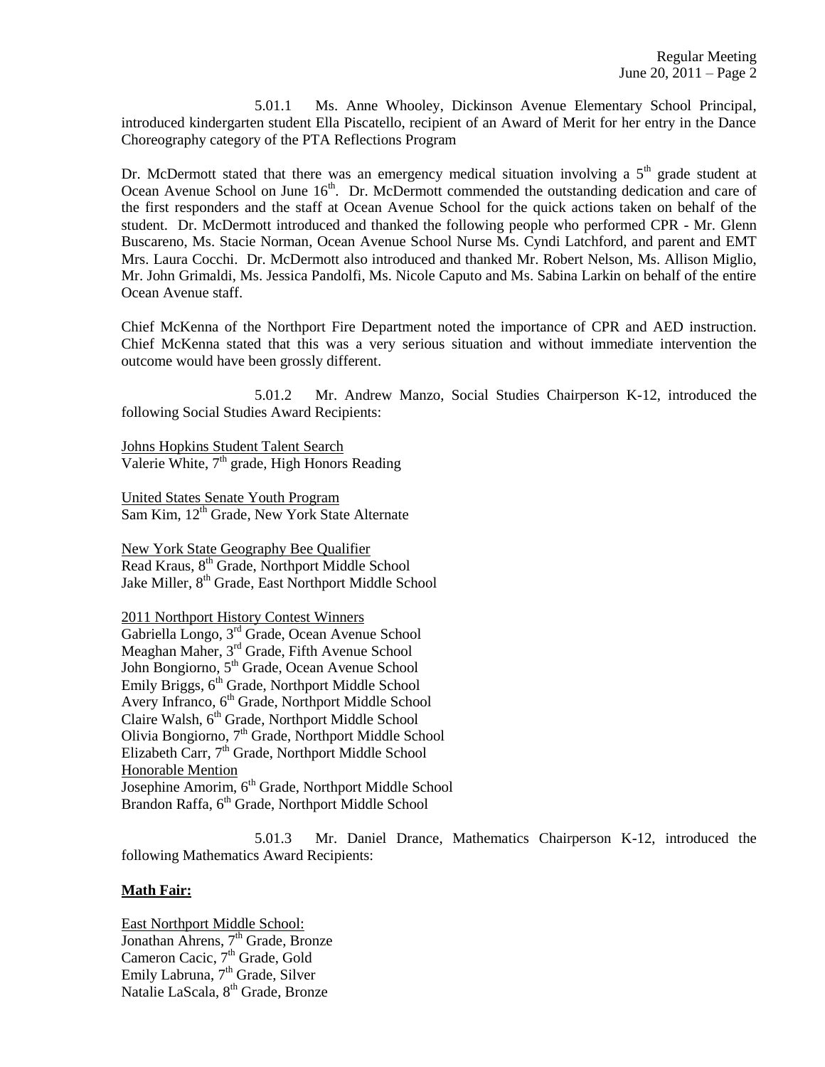5.01.1 Ms. Anne Whooley, Dickinson Avenue Elementary School Principal, introduced kindergarten student Ella Piscatello, recipient of an Award of Merit for her entry in the Dance Choreography category of the PTA Reflections Program

Dr. McDermott stated that there was an emergency medical situation involving a 5th grade student at Ocean Avenue School on June 16th. Dr. McDermott commended the outstanding dedication and care of the first responders and the staff at Ocean Avenue School for the quick actions taken on behalf of the student. Dr. McDermott introduced and thanked the following people who performed CPR - Mr. Glenn Buscareno, Ms. Stacie Norman, Ocean Avenue School Nurse Ms. Cyndi Latchford, and parent and EMT Mrs. Laura Cocchi. Dr. McDermott also introduced and thanked Mr. Robert Nelson, Ms. Allison Miglio, Mr. John Grimaldi, Ms. Jessica Pandolfi, Ms. Nicole Caputo and Ms. Sabina Larkin on behalf of the entire Ocean Avenue staff.

Chief McKenna of the Northport Fire Department noted the importance of CPR and AED instruction. Chief McKenna stated that this was a very serious situation and without immediate intervention the outcome would have been grossly different.

5.01.2 Mr. Andrew Manzo, Social Studies Chairperson K-12, introduced the following Social Studies Award Recipients:

Johns Hopkins Student Talent Search
Valerie White, 7th grade, High Honors Reading

United States Senate Youth Program
Sam Kim, 12th Grade, New York State Alternate

New York State Geography Bee Qualifier
Read Kraus, 8th Grade, Northport Middle School
Jake Miller, 8th Grade, East Northport Middle School

2011 Northport History Contest Winners
Gabriella Longo, 3rd Grade, Ocean Avenue School
Meaghan Maher, 3rd Grade, Fifth Avenue School
John Bongiorno, 5th Grade, Ocean Avenue School
Emily Briggs, 6th Grade, Northport Middle School
Avery Infranco, 6th Grade, Northport Middle School
Claire Walsh, 6th Grade, Northport Middle School
Olivia Bongiorno, 7th Grade, Northport Middle School
Elizabeth Carr, 7th Grade, Northport Middle School
Honorable Mention
Josephine Amorim, 6th Grade, Northport Middle School
Brandon Raffa, 6th Grade, Northport Middle School

5.01.3 Mr. Daniel Drance, Mathematics Chairperson K-12, introduced the following Mathematics Award Recipients:

**Math Fair:**

East Northport Middle School:
Jonathan Ahrens, 7th Grade, Bronze
Cameron Cacic, 7th Grade, Gold
Emily Labruna, 7th Grade, Silver
Natalie LaScala, 8th Grade, Bronze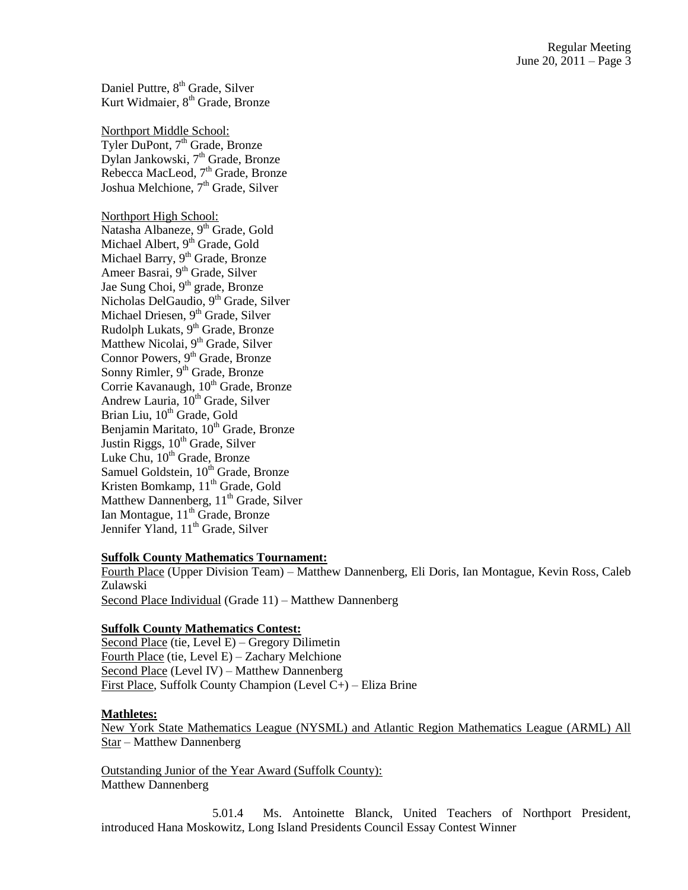Daniel Puttre, 8th Grade, Silver
Kurt Widmaier, 8th Grade, Bronze

Northport Middle School:
Tyler DuPont, 7th Grade, Bronze
Dylan Jankowski, 7th Grade, Bronze
Rebecca MacLeod, 7th Grade, Bronze
Joshua Melchione, 7th Grade, Silver

Northport High School:
Natasha Albaneze, 9th Grade, Gold
Michael Albert, 9th Grade, Gold
Michael Barry, 9th Grade, Bronze
Ameer Basrai, 9th Grade, Silver
Jae Sung Choi, 9th grade, Bronze
Nicholas DelGaudio, 9th Grade, Silver
Michael Driesen, 9th Grade, Silver
Rudolph Lukats, 9th Grade, Bronze
Matthew Nicolai, 9th Grade, Silver
Connor Powers, 9th Grade, Bronze
Sonny Rimler, 9th Grade, Bronze
Corrie Kavanaugh, 10th Grade, Bronze
Andrew Lauria, 10th Grade, Silver
Brian Liu, 10th Grade, Gold
Benjamin Maritato, 10th Grade, Bronze
Justin Riggs, 10th Grade, Silver
Luke Chu, 10th Grade, Bronze
Samuel Goldstein, 10th Grade, Bronze
Kristen Bomkamp, 11th Grade, Gold
Matthew Dannenberg, 11th Grade, Silver
Ian Montague, 11th Grade, Bronze
Jennifer Yland, 11th Grade, Silver

**Suffolk County Mathematics Tournament:**

Fourth Place (Upper Division Team) – Matthew Dannenberg, Eli Doris, Ian Montague, Kevin Ross, Caleb Zulawski
Second Place Individual (Grade 11) – Matthew Dannenberg

**Suffolk County Mathematics Contest:**

Second Place (tie, Level E) – Gregory Dilimetin
Fourth Place (tie, Level E) – Zachary Melchione
Second Place (Level IV) – Matthew Dannenberg
First Place, Suffolk County Champion (Level C+) – Eliza Brine

**Mathletes:**

New York State Mathematics League (NYSML) and Atlantic Region Mathematics League (ARML) All Star – Matthew Dannenberg

Outstanding Junior of the Year Award (Suffolk County):
Matthew Dannenberg

5.01.4 Ms. Antoinette Blanck, United Teachers of Northport President, introduced Hana Moskowitz, Long Island Presidents Council Essay Contest Winner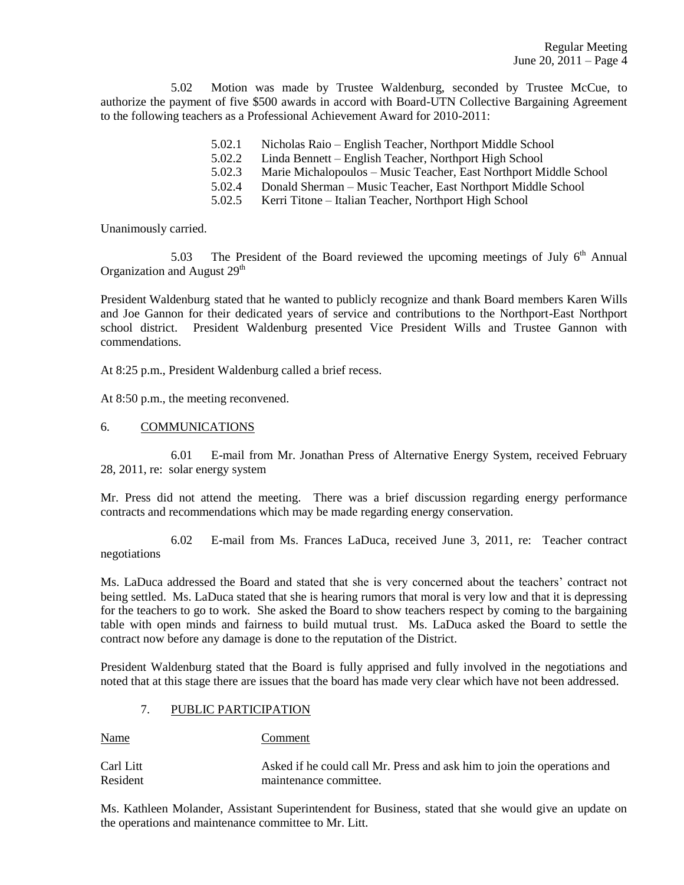5.02 Motion was made by Trustee Waldenburg, seconded by Trustee McCue, to authorize the payment of five $500 awards in accord with Board-UTN Collective Bargaining Agreement to the following teachers as a Professional Achievement Award for 2010-2011:

- 5.02.1 Nicholas Raio – English Teacher, Northport Middle School
- 5.02.2 Linda Bennett – English Teacher, Northport High School
- 5.02.3 Marie Michalopoulos – Music Teacher, East Northport Middle School
- 5.02.4 Donald Sherman – Music Teacher, East Northport Middle School
- 5.02.5 Kerri Titone – Italian Teacher, Northport High School

Unanimously carried.

5.03 The President of the Board reviewed the upcoming meetings of July 6th Annual Organization and August 29th

President Waldenburg stated that he wanted to publicly recognize and thank Board members Karen Wills and Joe Gannon for their dedicated years of service and contributions to the Northport-East Northport school district. President Waldenburg presented Vice President Wills and Trustee Gannon with commendations.

At 8:25 p.m., President Waldenburg called a brief recess.

At 8:50 p.m., the meeting reconvened.

## 6. COMMUNICATIONS

6.01 E-mail from Mr. Jonathan Press of Alternative Energy System, received February 28, 2011, re: solar energy system

Mr. Press did not attend the meeting. There was a brief discussion regarding energy performance contracts and recommendations which may be made regarding energy conservation.

6.02 E-mail from Ms. Frances LaDuca, received June 3, 2011, re: Teacher contract negotiations

Ms. LaDuca addressed the Board and stated that she is very concerned about the teachers' contract not being settled. Ms. LaDuca stated that she is hearing rumors that moral is very low and that it is depressing for the teachers to go to work. She asked the Board to show teachers respect by coming to the bargaining table with open minds and fairness to build mutual trust. Ms. LaDuca asked the Board to settle the contract now before any damage is done to the reputation of the District.

President Waldenburg stated that the Board is fully apprised and fully involved in the negotiations and noted that at this stage there are issues that the board has made very clear which have not been addressed.

## 7. PUBLIC PARTICIPATION

| Name | Comment |
|---|---|
| Carl Litt<br>Resident | Asked if he could call Mr. Press and ask him to join the operations and maintenance committee. |

Ms. Kathleen Molander, Assistant Superintendent for Business, stated that she would give an update on the operations and maintenance committee to Mr. Litt.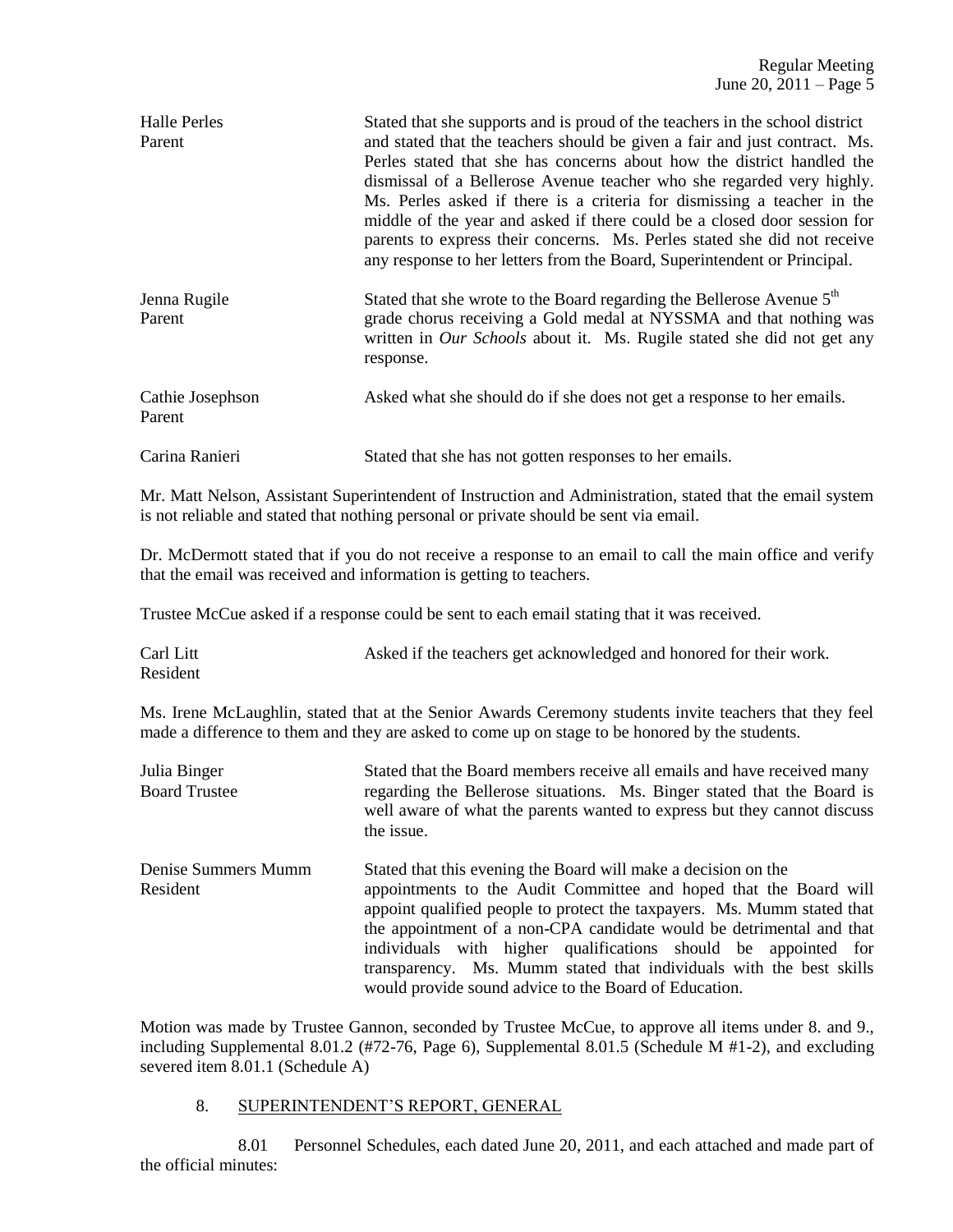| | |
|---|---|
| Halle Perles<br>Parent | Stated that she supports and is proud of the teachers in the school district and stated that the teachers should be given a fair and just contract. Ms. Perles stated that she has concerns about how the district handled the dismissal of a Bellerose Avenue teacher who she regarded very highly. Ms. Perles asked if there is a criteria for dismissing a teacher in the middle of the year and asked if there could be a closed door session for parents to express their concerns. Ms. Perles stated she did not receive any response to her letters from the Board, Superintendent or Principal. |
| Jenna Rugile<br>Parent | Stated that she wrote to the Board regarding the Bellerose Avenue 5th grade chorus receiving a Gold medal at NYSSMA and that nothing was written in *Our Schools* about it. Ms. Rugile stated she did not get any response. |
| Cathie Josephson<br>Parent | Asked what she should do if she does not get a response to her emails. |
| Carina Ranieri | Stated that she has not gotten responses to her emails. |

Mr. Matt Nelson, Assistant Superintendent of Instruction and Administration, stated that the email system is not reliable and stated that nothing personal or private should be sent via email.

Dr. McDermott stated that if you do not receive a response to an email to call the main office and verify that the email was received and information is getting to teachers.

Trustee McCue asked if a response could be sent to each email stating that it was received.

| | |
|---|---|
| Carl Litt<br>Resident | Asked if the teachers get acknowledged and honored for their work. |

Ms. Irene McLaughlin, stated that at the Senior Awards Ceremony students invite teachers that they feel made a difference to them and they are asked to come up on stage to be honored by the students.

| | |
|---|---|
| Julia Binger<br>Board Trustee | Stated that the Board members receive all emails and have received many regarding the Bellerose situations. Ms. Binger stated that the Board is well aware of what the parents wanted to express but they cannot discuss the issue. |
| Denise Summers Mumm<br>Resident | Stated that this evening the Board will make a decision on the appointments to the Audit Committee and hoped that the Board will appoint qualified people to protect the taxpayers. Ms. Mumm stated that the appointment of a non-CPA candidate would be detrimental and that individuals with higher qualifications should be appointed for transparency. Ms. Mumm stated that individuals with the best skills would provide sound advice to the Board of Education. |

Motion was made by Trustee Gannon, seconded by Trustee McCue, to approve all items under 8. and 9., including Supplemental 8.01.2 (#72-76, Page 6), Supplemental 8.01.5 (Schedule M #1-2), and excluding severed item 8.01.1 (Schedule A)

8. SUPERINTENDENT'S REPORT, GENERAL

8.01 Personnel Schedules, each dated June 20, 2011, and each attached and made part of the official minutes: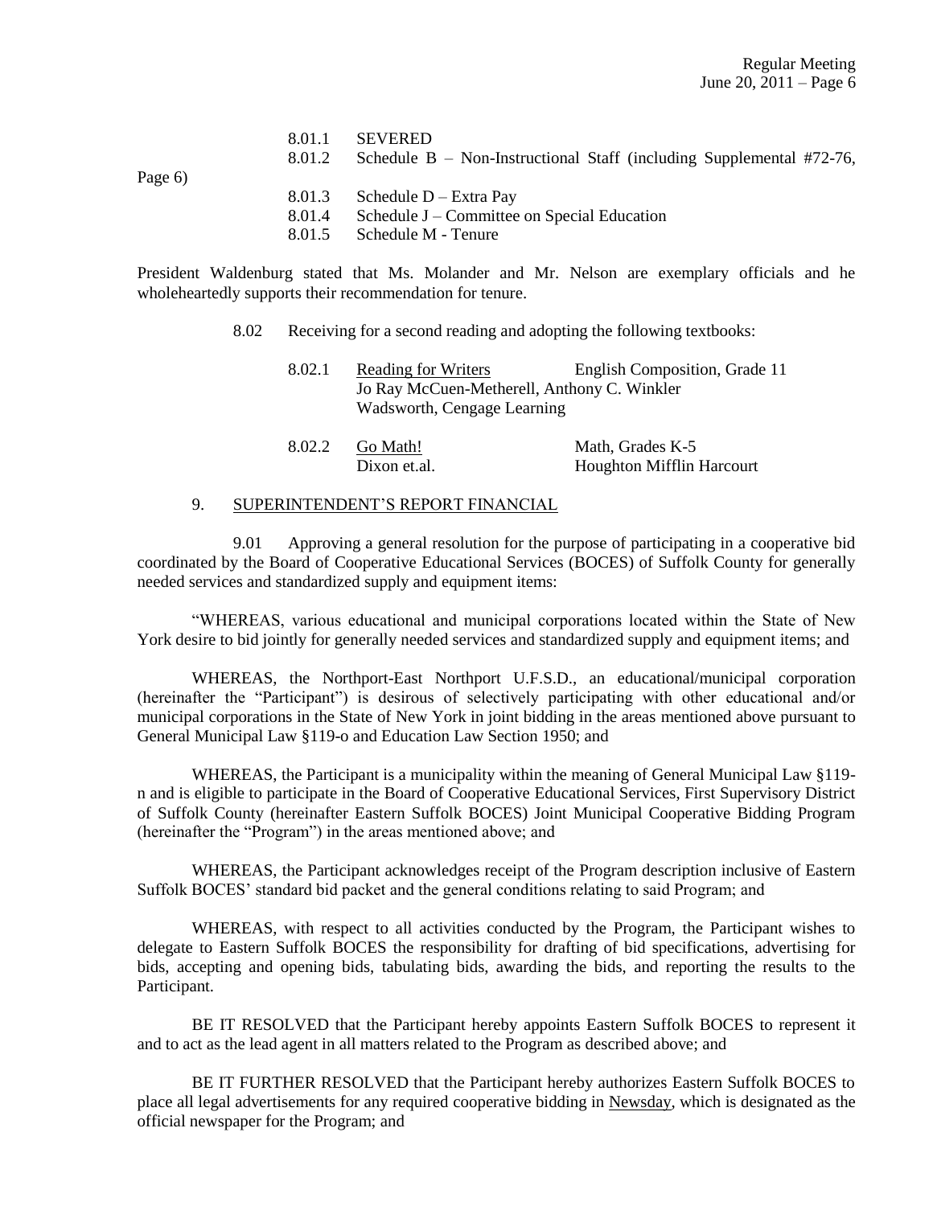8.01.1 SEVERED

8.01.2 Schedule B – Non-Instructional Staff (including Supplemental #72-76, Page 6)

8.01.3 Schedule D – Extra Pay

8.01.4 Schedule J – Committee on Special Education

8.01.5 Schedule M - Tenure

President Waldenburg stated that Ms. Molander and Mr. Nelson are exemplary officials and he wholeheartedly supports their recommendation for tenure.

8.02 Receiving for a second reading and adopting the following textbooks:

8.02.1 Reading for Writers — English Composition, Grade 11
Jo Ray McCuen-Metherell, Anthony C. Winkler
Wadsworth, Cengage Learning

8.02.2 Go Math! — Math, Grades K-5
Dixon et.al. — Houghton Mifflin Harcourt

## 9. SUPERINTENDENT'S REPORT FINANCIAL

9.01 Approving a general resolution for the purpose of participating in a cooperative bid coordinated by the Board of Cooperative Educational Services (BOCES) of Suffolk County for generally needed services and standardized supply and equipment items:

"WHEREAS, various educational and municipal corporations located within the State of New York desire to bid jointly for generally needed services and standardized supply and equipment items; and

WHEREAS, the Northport-East Northport U.F.S.D., an educational/municipal corporation (hereinafter the "Participant") is desirous of selectively participating with other educational and/or municipal corporations in the State of New York in joint bidding in the areas mentioned above pursuant to General Municipal Law §119-o and Education Law Section 1950; and

WHEREAS, the Participant is a municipality within the meaning of General Municipal Law §119-n and is eligible to participate in the Board of Cooperative Educational Services, First Supervisory District of Suffolk County (hereinafter Eastern Suffolk BOCES) Joint Municipal Cooperative Bidding Program (hereinafter the "Program") in the areas mentioned above; and

WHEREAS, the Participant acknowledges receipt of the Program description inclusive of Eastern Suffolk BOCES' standard bid packet and the general conditions relating to said Program; and

WHEREAS, with respect to all activities conducted by the Program, the Participant wishes to delegate to Eastern Suffolk BOCES the responsibility for drafting of bid specifications, advertising for bids, accepting and opening bids, tabulating bids, awarding the bids, and reporting the results to the Participant.

BE IT RESOLVED that the Participant hereby appoints Eastern Suffolk BOCES to represent it and to act as the lead agent in all matters related to the Program as described above; and

BE IT FURTHER RESOLVED that the Participant hereby authorizes Eastern Suffolk BOCES to place all legal advertisements for any required cooperative bidding in Newsday, which is designated as the official newspaper for the Program; and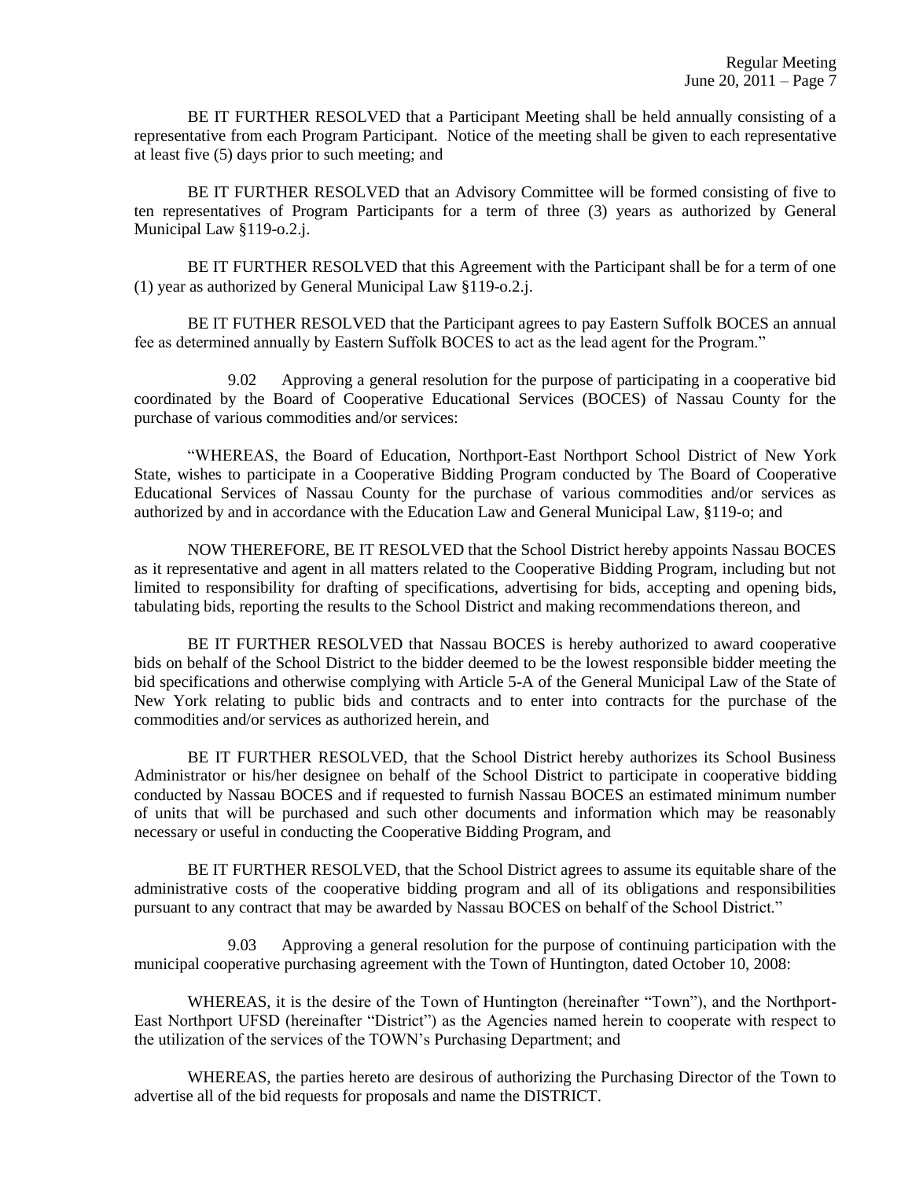BE IT FURTHER RESOLVED that a Participant Meeting shall be held annually consisting of a representative from each Program Participant. Notice of the meeting shall be given to each representative at least five (5) days prior to such meeting; and

BE IT FURTHER RESOLVED that an Advisory Committee will be formed consisting of five to ten representatives of Program Participants for a term of three (3) years as authorized by General Municipal Law §119-o.2.j.

BE IT FURTHER RESOLVED that this Agreement with the Participant shall be for a term of one (1) year as authorized by General Municipal Law §119-o.2.j.

BE IT FUTHER RESOLVED that the Participant agrees to pay Eastern Suffolk BOCES an annual fee as determined annually by Eastern Suffolk BOCES to act as the lead agent for the Program."

9.02 Approving a general resolution for the purpose of participating in a cooperative bid coordinated by the Board of Cooperative Educational Services (BOCES) of Nassau County for the purchase of various commodities and/or services:

"WHEREAS, the Board of Education, Northport-East Northport School District of New York State, wishes to participate in a Cooperative Bidding Program conducted by The Board of Cooperative Educational Services of Nassau County for the purchase of various commodities and/or services as authorized by and in accordance with the Education Law and General Municipal Law, §119-o; and

NOW THEREFORE, BE IT RESOLVED that the School District hereby appoints Nassau BOCES as it representative and agent in all matters related to the Cooperative Bidding Program, including but not limited to responsibility for drafting of specifications, advertising for bids, accepting and opening bids, tabulating bids, reporting the results to the School District and making recommendations thereon, and

BE IT FURTHER RESOLVED that Nassau BOCES is hereby authorized to award cooperative bids on behalf of the School District to the bidder deemed to be the lowest responsible bidder meeting the bid specifications and otherwise complying with Article 5-A of the General Municipal Law of the State of New York relating to public bids and contracts and to enter into contracts for the purchase of the commodities and/or services as authorized herein, and

BE IT FURTHER RESOLVED, that the School District hereby authorizes its School Business Administrator or his/her designee on behalf of the School District to participate in cooperative bidding conducted by Nassau BOCES and if requested to furnish Nassau BOCES an estimated minimum number of units that will be purchased and such other documents and information which may be reasonably necessary or useful in conducting the Cooperative Bidding Program, and

BE IT FURTHER RESOLVED, that the School District agrees to assume its equitable share of the administrative costs of the cooperative bidding program and all of its obligations and responsibilities pursuant to any contract that may be awarded by Nassau BOCES on behalf of the School District."

9.03 Approving a general resolution for the purpose of continuing participation with the municipal cooperative purchasing agreement with the Town of Huntington, dated October 10, 2008:

WHEREAS, it is the desire of the Town of Huntington (hereinafter "Town"), and the Northport-East Northport UFSD (hereinafter "District") as the Agencies named herein to cooperate with respect to the utilization of the services of the TOWN's Purchasing Department; and

WHEREAS, the parties hereto are desirous of authorizing the Purchasing Director of the Town to advertise all of the bid requests for proposals and name the DISTRICT.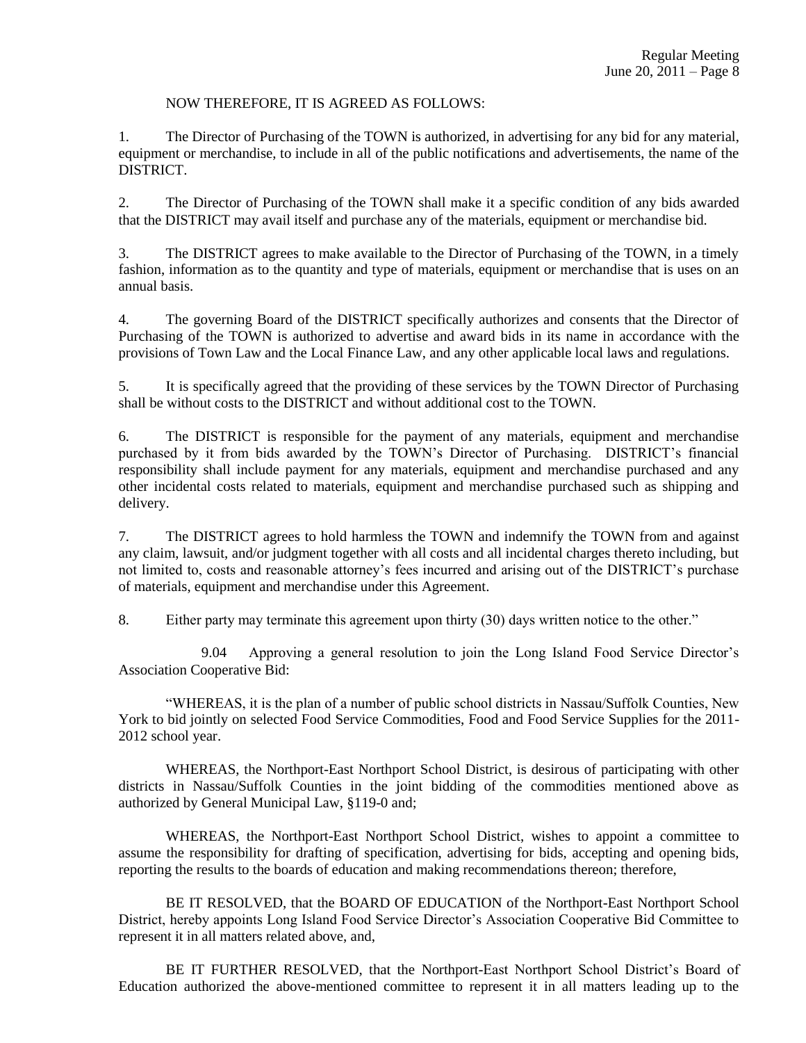NOW THEREFORE, IT IS AGREED AS FOLLOWS:

1. The Director of Purchasing of the TOWN is authorized, in advertising for any bid for any material, equipment or merchandise, to include in all of the public notifications and advertisements, the name of the DISTRICT.

2. The Director of Purchasing of the TOWN shall make it a specific condition of any bids awarded that the DISTRICT may avail itself and purchase any of the materials, equipment or merchandise bid.

3. The DISTRICT agrees to make available to the Director of Purchasing of the TOWN, in a timely fashion, information as to the quantity and type of materials, equipment or merchandise that is uses on an annual basis.

4. The governing Board of the DISTRICT specifically authorizes and consents that the Director of Purchasing of the TOWN is authorized to advertise and award bids in its name in accordance with the provisions of Town Law and the Local Finance Law, and any other applicable local laws and regulations.

5. It is specifically agreed that the providing of these services by the TOWN Director of Purchasing shall be without costs to the DISTRICT and without additional cost to the TOWN.

6. The DISTRICT is responsible for the payment of any materials, equipment and merchandise purchased by it from bids awarded by the TOWN's Director of Purchasing. DISTRICT's financial responsibility shall include payment for any materials, equipment and merchandise purchased and any other incidental costs related to materials, equipment and merchandise purchased such as shipping and delivery.

7. The DISTRICT agrees to hold harmless the TOWN and indemnify the TOWN from and against any claim, lawsuit, and/or judgment together with all costs and all incidental charges thereto including, but not limited to, costs and reasonable attorney's fees incurred and arising out of the DISTRICT's purchase of materials, equipment and merchandise under this Agreement.

8. Either party may terminate this agreement upon thirty (30) days written notice to the other."

9.04 Approving a general resolution to join the Long Island Food Service Director's Association Cooperative Bid:

"WHEREAS, it is the plan of a number of public school districts in Nassau/Suffolk Counties, New York to bid jointly on selected Food Service Commodities, Food and Food Service Supplies for the 2011-2012 school year.

WHEREAS, the Northport-East Northport School District, is desirous of participating with other districts in Nassau/Suffolk Counties in the joint bidding of the commodities mentioned above as authorized by General Municipal Law, §119-0 and;

WHEREAS, the Northport-East Northport School District, wishes to appoint a committee to assume the responsibility for drafting of specification, advertising for bids, accepting and opening bids, reporting the results to the boards of education and making recommendations thereon; therefore,

BE IT RESOLVED, that the BOARD OF EDUCATION of the Northport-East Northport School District, hereby appoints Long Island Food Service Director's Association Cooperative Bid Committee to represent it in all matters related above, and,

BE IT FURTHER RESOLVED, that the Northport-East Northport School District's Board of Education authorized the above-mentioned committee to represent it in all matters leading up to the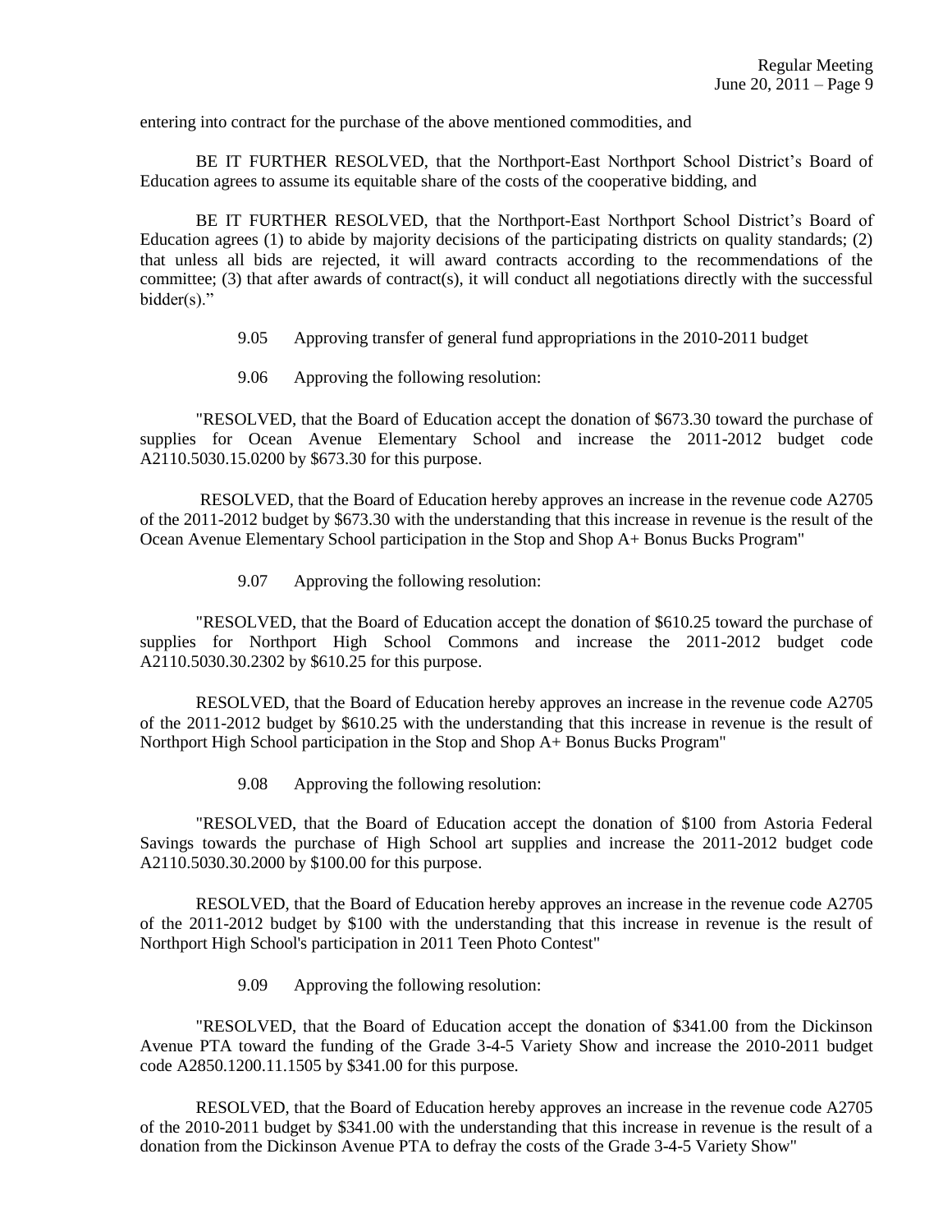entering into contract for the purchase of the above mentioned commodities, and

BE IT FURTHER RESOLVED, that the Northport-East Northport School District's Board of Education agrees to assume its equitable share of the costs of the cooperative bidding, and

BE IT FURTHER RESOLVED, that the Northport-East Northport School District's Board of Education agrees (1) to abide by majority decisions of the participating districts on quality standards; (2) that unless all bids are rejected, it will award contracts according to the recommendations of the committee; (3) that after awards of contract(s), it will conduct all negotiations directly with the successful bidder(s)."

9.05 Approving transfer of general fund appropriations in the 2010-2011 budget

9.06 Approving the following resolution:

"RESOLVED, that the Board of Education accept the donation of $673.30 toward the purchase of supplies for Ocean Avenue Elementary School and increase the 2011-2012 budget code A2110.5030.15.0200 by $673.30 for this purpose.

RESOLVED, that the Board of Education hereby approves an increase in the revenue code A2705 of the 2011-2012 budget by $673.30 with the understanding that this increase in revenue is the result of the Ocean Avenue Elementary School participation in the Stop and Shop A+ Bonus Bucks Program"

9.07 Approving the following resolution:

"RESOLVED, that the Board of Education accept the donation of $610.25 toward the purchase of supplies for Northport High School Commons and increase the 2011-2012 budget code A2110.5030.30.2302 by $610.25 for this purpose.

RESOLVED, that the Board of Education hereby approves an increase in the revenue code A2705 of the 2011-2012 budget by $610.25 with the understanding that this increase in revenue is the result of Northport High School participation in the Stop and Shop A+ Bonus Bucks Program"

9.08 Approving the following resolution:

"RESOLVED, that the Board of Education accept the donation of $100 from Astoria Federal Savings towards the purchase of High School art supplies and increase the 2011-2012 budget code A2110.5030.30.2000 by $100.00 for this purpose.

RESOLVED, that the Board of Education hereby approves an increase in the revenue code A2705 of the 2011-2012 budget by $100 with the understanding that this increase in revenue is the result of Northport High School's participation in 2011 Teen Photo Contest"

9.09 Approving the following resolution:

"RESOLVED, that the Board of Education accept the donation of $341.00 from the Dickinson Avenue PTA toward the funding of the Grade 3-4-5 Variety Show and increase the 2010-2011 budget code A2850.1200.11.1505 by $341.00 for this purpose.

RESOLVED, that the Board of Education hereby approves an increase in the revenue code A2705 of the 2010-2011 budget by $341.00 with the understanding that this increase in revenue is the result of a donation from the Dickinson Avenue PTA to defray the costs of the Grade 3-4-5 Variety Show"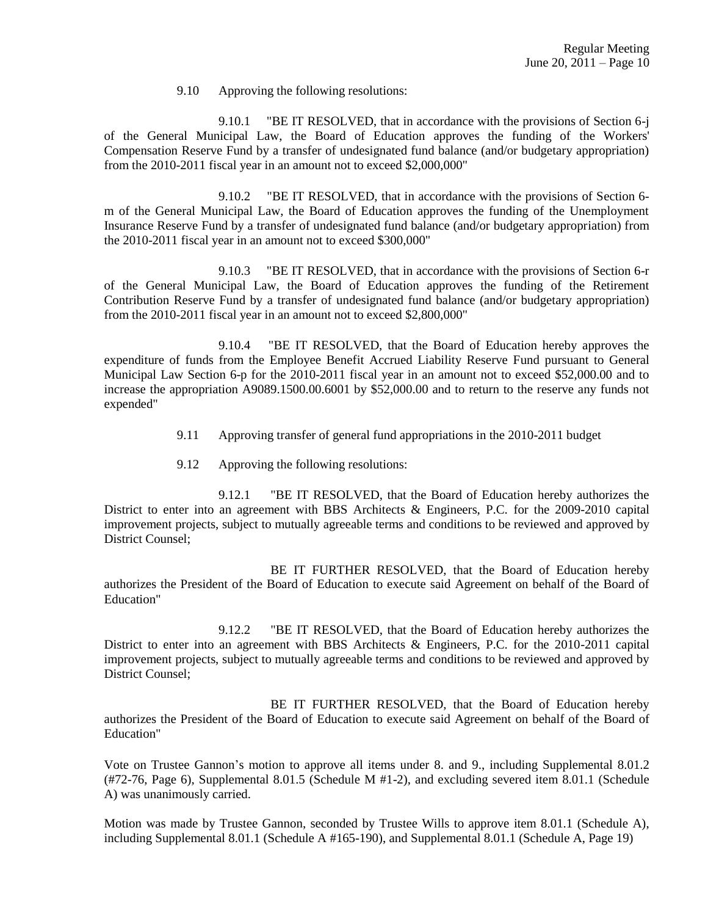9.10 Approving the following resolutions:

9.10.1 "BE IT RESOLVED, that in accordance with the provisions of Section 6-j of the General Municipal Law, the Board of Education approves the funding of the Workers' Compensation Reserve Fund by a transfer of undesignated fund balance (and/or budgetary appropriation) from the 2010-2011 fiscal year in an amount not to exceed $2,000,000"

9.10.2 "BE IT RESOLVED, that in accordance with the provisions of Section 6-m of the General Municipal Law, the Board of Education approves the funding of the Unemployment Insurance Reserve Fund by a transfer of undesignated fund balance (and/or budgetary appropriation) from the 2010-2011 fiscal year in an amount not to exceed $300,000"

9.10.3 "BE IT RESOLVED, that in accordance with the provisions of Section 6-r of the General Municipal Law, the Board of Education approves the funding of the Retirement Contribution Reserve Fund by a transfer of undesignated fund balance (and/or budgetary appropriation) from the 2010-2011 fiscal year in an amount not to exceed $2,800,000"

9.10.4 "BE IT RESOLVED, that the Board of Education hereby approves the expenditure of funds from the Employee Benefit Accrued Liability Reserve Fund pursuant to General Municipal Law Section 6-p for the 2010-2011 fiscal year in an amount not to exceed $52,000.00 and to increase the appropriation A9089.1500.00.6001 by $52,000.00 and to return to the reserve any funds not expended"

9.11 Approving transfer of general fund appropriations in the 2010-2011 budget

9.12 Approving the following resolutions:

9.12.1 "BE IT RESOLVED, that the Board of Education hereby authorizes the District to enter into an agreement with BBS Architects & Engineers, P.C. for the 2009-2010 capital improvement projects, subject to mutually agreeable terms and conditions to be reviewed and approved by District Counsel;

BE IT FURTHER RESOLVED, that the Board of Education hereby authorizes the President of the Board of Education to execute said Agreement on behalf of the Board of Education"

9.12.2 "BE IT RESOLVED, that the Board of Education hereby authorizes the District to enter into an agreement with BBS Architects & Engineers, P.C. for the 2010-2011 capital improvement projects, subject to mutually agreeable terms and conditions to be reviewed and approved by District Counsel;

BE IT FURTHER RESOLVED, that the Board of Education hereby authorizes the President of the Board of Education to execute said Agreement on behalf of the Board of Education"

Vote on Trustee Gannon's motion to approve all items under 8. and 9., including Supplemental 8.01.2 (#72-76, Page 6), Supplemental 8.01.5 (Schedule M #1-2), and excluding severed item 8.01.1 (Schedule A) was unanimously carried.

Motion was made by Trustee Gannon, seconded by Trustee Wills to approve item 8.01.1 (Schedule A), including Supplemental 8.01.1 (Schedule A #165-190), and Supplemental 8.01.1 (Schedule A, Page 19)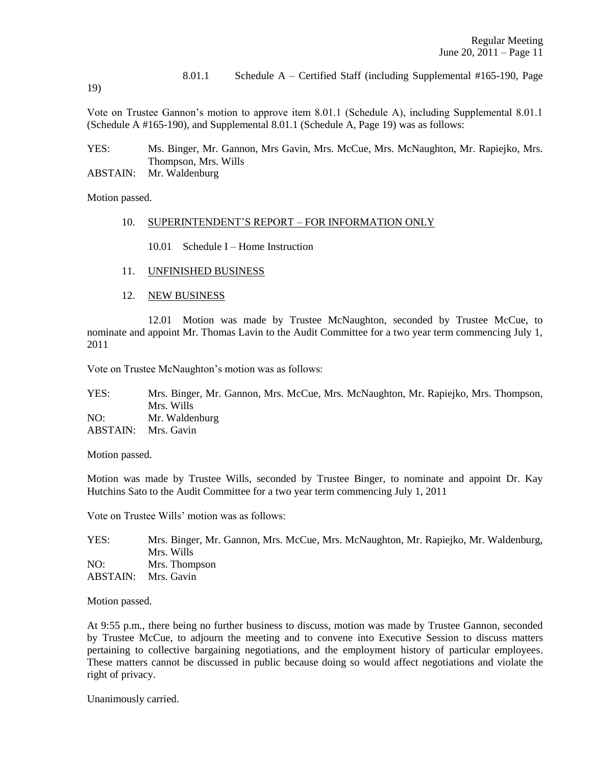8.01.1 Schedule A – Certified Staff (including Supplemental #165-190, Page 19)

Vote on Trustee Gannon's motion to approve item 8.01.1 (Schedule A), including Supplemental 8.01.1 (Schedule A #165-190), and Supplemental 8.01.1 (Schedule A, Page 19) was as follows:

YES: Ms. Binger, Mr. Gannon, Mrs Gavin, Mrs. McCue, Mrs. McNaughton, Mr. Rapiejko, Mrs. Thompson, Mrs. Wills
ABSTAIN: Mr. Waldenburg

Motion passed.

10. SUPERINTENDENT'S REPORT – FOR INFORMATION ONLY

10.01 Schedule I – Home Instruction

11. UNFINISHED BUSINESS

12. NEW BUSINESS

12.01 Motion was made by Trustee McNaughton, seconded by Trustee McCue, to nominate and appoint Mr. Thomas Lavin to the Audit Committee for a two year term commencing July 1, 2011

Vote on Trustee McNaughton's motion was as follows:

YES: Mrs. Binger, Mr. Gannon, Mrs. McCue, Mrs. McNaughton, Mr. Rapiejko, Mrs. Thompson, Mrs. Wills
NO: Mr. Waldenburg
ABSTAIN: Mrs. Gavin

Motion passed.

Motion was made by Trustee Wills, seconded by Trustee Binger, to nominate and appoint Dr. Kay Hutchins Sato to the Audit Committee for a two year term commencing July 1, 2011

Vote on Trustee Wills' motion was as follows:

YES: Mrs. Binger, Mr. Gannon, Mrs. McCue, Mrs. McNaughton, Mr. Rapiejko, Mr. Waldenburg, Mrs. Wills
NO: Mrs. Thompson
ABSTAIN: Mrs. Gavin

Motion passed.

At 9:55 p.m., there being no further business to discuss, motion was made by Trustee Gannon, seconded by Trustee McCue, to adjourn the meeting and to convene into Executive Session to discuss matters pertaining to collective bargaining negotiations, and the employment history of particular employees. These matters cannot be discussed in public because doing so would affect negotiations and violate the right of privacy.

Unanimously carried.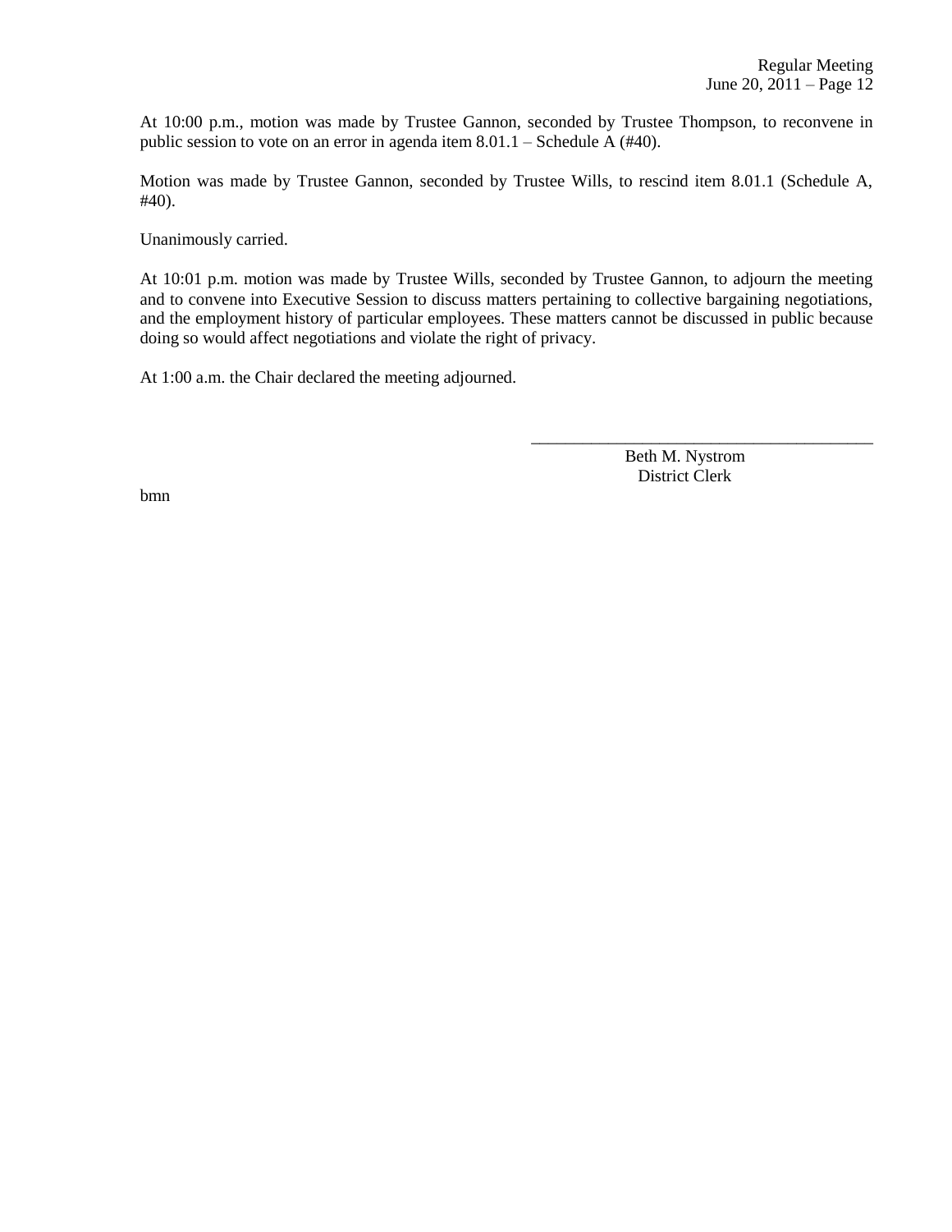At 10:00 p.m., motion was made by Trustee Gannon, seconded by Trustee Thompson, to reconvene in public session to vote on an error in agenda item 8.01.1 – Schedule A (#40).

Motion was made by Trustee Gannon, seconded by Trustee Wills, to rescind item 8.01.1 (Schedule A, #40).

Unanimously carried.

At 10:01 p.m. motion was made by Trustee Wills, seconded by Trustee Gannon, to adjourn the meeting and to convene into Executive Session to discuss matters pertaining to collective bargaining negotiations, and the employment history of particular employees. These matters cannot be discussed in public because doing so would affect negotiations and violate the right of privacy.

At 1:00 a.m. the Chair declared the meeting adjourned.

\_\_\_\_\_\_\_\_\_\_\_\_\_\_\_\_\_\_\_\_\_\_\_\_\_\_\_\_\_\_\_\_\_\_\_\_\_\_\_\_

Beth M. Nystrom
District Clerk

bmn